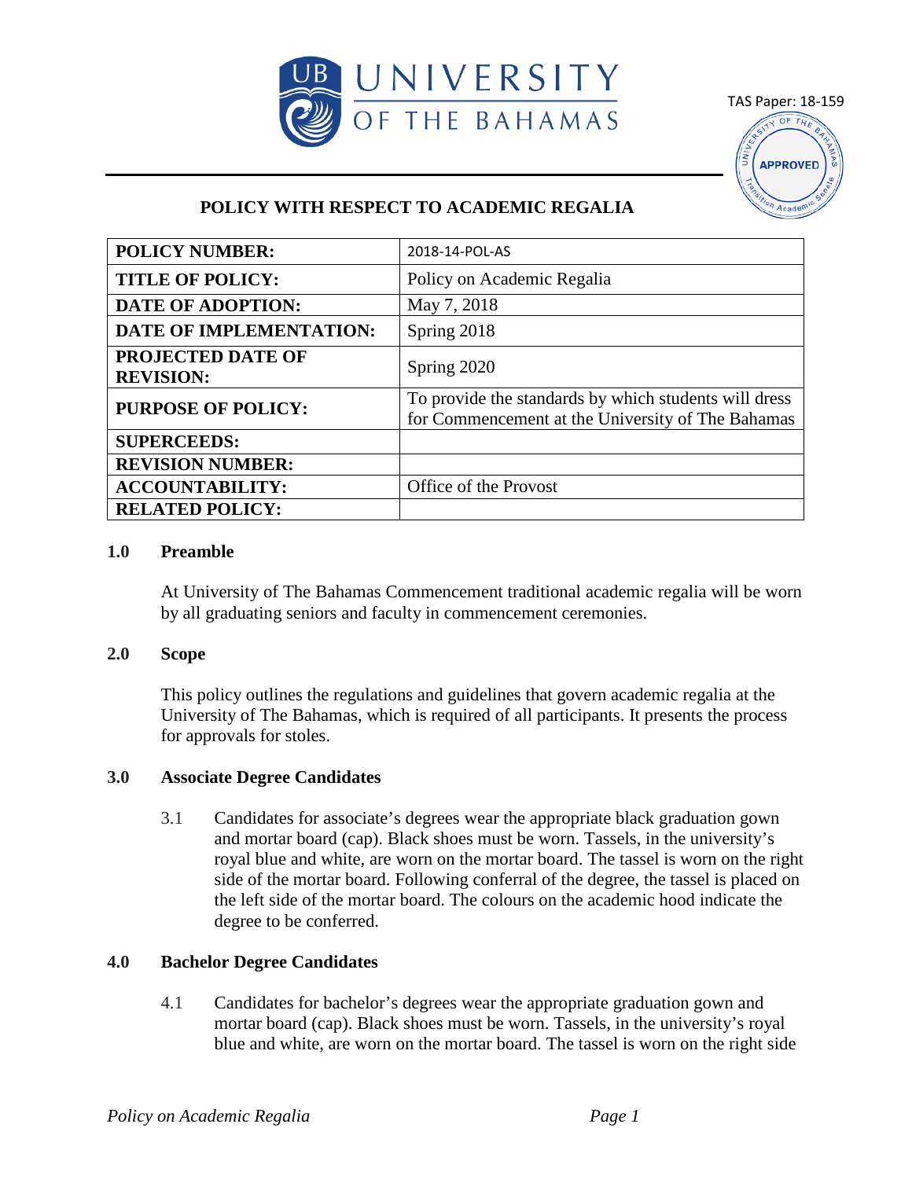UNIVERSITY OF THE BAHAMAS

TAS Paper: 18-159

APPROVED

# POLICY WITH RESPECT TO ACADEMIC REGALIA

| **POLICY NUMBER:** | 2018-14-POL-AS |
|---|---|
| **TITLE OF POLICY:** | Policy on Academic Regalia |
| **DATE OF ADOPTION:** | May 7, 2018 |
| **DATE OF IMPLEMENTATION:** | Spring 2018 |
| **PROJECTED DATE OF REVISION:** | Spring 2020 |
| **PURPOSE OF POLICY:** | To provide the standards by which students will dress for Commencement at the University of The Bahamas |
| **SUPERCEEDS:** | |
| **REVISION NUMBER:** | |
| **ACCOUNTABILITY:** | Office of the Provost |
| **RELATED POLICY:** | |

## 1.0 Preamble

At University of The Bahamas Commencement traditional academic regalia will be worn by all graduating seniors and faculty in commencement ceremonies.

## 2.0 Scope

This policy outlines the regulations and guidelines that govern academic regalia at the University of The Bahamas, which is required of all participants. It presents the process for approvals for stoles.

## 3.0 Associate Degree Candidates

3.1 Candidates for associate's degrees wear the appropriate black graduation gown and mortar board (cap). Black shoes must be worn. Tassels, in the university's royal blue and white, are worn on the mortar board. The tassel is worn on the right side of the mortar board. Following conferral of the degree, the tassel is placed on the left side of the mortar board. The colours on the academic hood indicate the degree to be conferred.

## 4.0 Bachelor Degree Candidates

4.1 Candidates for bachelor's degrees wear the appropriate graduation gown and mortar board (cap). Black shoes must be worn. Tassels, in the university's royal blue and white, are worn on the mortar board. The tassel is worn on the right side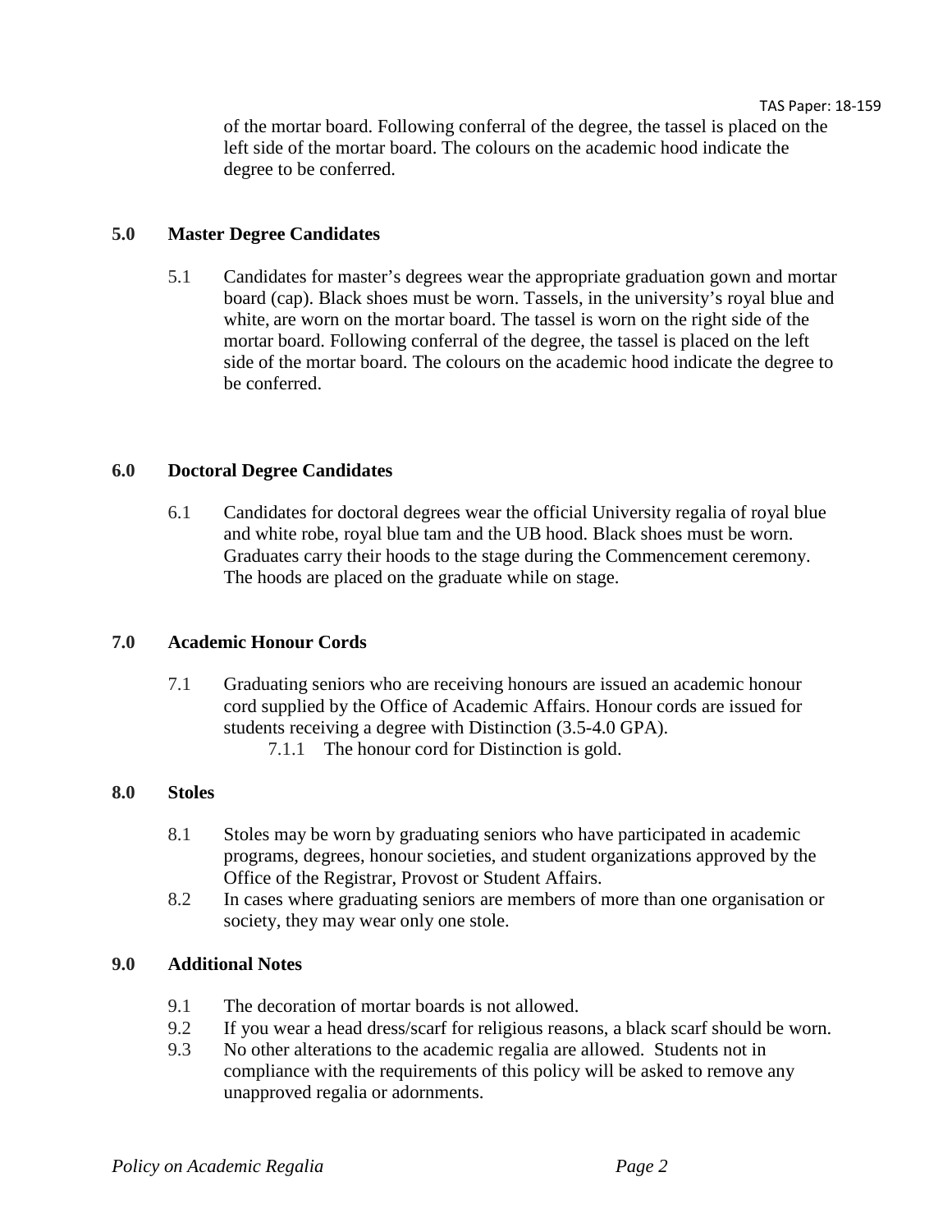of the mortar board. Following conferral of the degree, the tassel is placed on the left side of the mortar board. The colours on the academic hood indicate the degree to be conferred.

## 5.0 Master Degree Candidates

5.1 Candidates for master's degrees wear the appropriate graduation gown and mortar board (cap). Black shoes must be worn. Tassels, in the university's royal blue and white, are worn on the mortar board. The tassel is worn on the right side of the mortar board. Following conferral of the degree, the tassel is placed on the left side of the mortar board. The colours on the academic hood indicate the degree to be conferred.

## 6.0 Doctoral Degree Candidates

6.1 Candidates for doctoral degrees wear the official University regalia of royal blue and white robe, royal blue tam and the UB hood. Black shoes must be worn. Graduates carry their hoods to the stage during the Commencement ceremony. The hoods are placed on the graduate while on stage.

## 7.0 Academic Honour Cords

7.1 Graduating seniors who are receiving honours are issued an academic honour cord supplied by the Office of Academic Affairs. Honour cords are issued for students receiving a degree with Distinction (3.5-4.0 GPA).

7.1.1 The honour cord for Distinction is gold.

## 8.0 Stoles

8.1 Stoles may be worn by graduating seniors who have participated in academic programs, degrees, honour societies, and student organizations approved by the Office of the Registrar, Provost or Student Affairs.

8.2 In cases where graduating seniors are members of more than one organisation or society, they may wear only one stole.

## 9.0 Additional Notes

9.1 The decoration of mortar boards is not allowed.

9.2 If you wear a head dress/scarf for religious reasons, a black scarf should be worn.

9.3 No other alterations to the academic regalia are allowed. Students not in compliance with the requirements of this policy will be asked to remove any unapproved regalia or adornments.